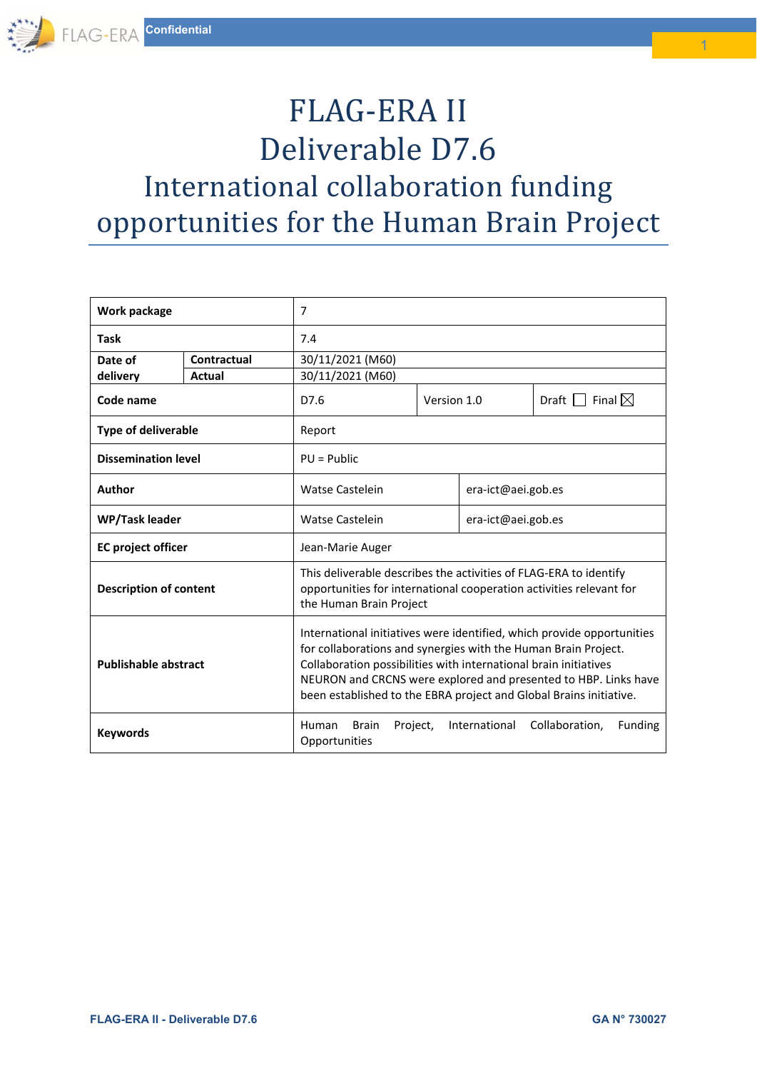# FLAG-ERA II
# Deliverable D7.6
# International collaboration funding opportunities for the Human Brain Project

| Work package | | 7 | | |
|---|---|---|---|---|
| Task | | 7.4 | | |
| Date of delivery | Contractual | 30/11/2021 (M60) | | |
| | Actual | 30/11/2021 (M60) | | |
| Code name | | D7.6 | Version 1.0 | Draft ☐ Final ☒ |
| Type of deliverable | | Report | | |
| Dissemination level | | PU = Public | | |
| Author | | Watse Castelein | era-ict@aei.gob.es | |
| WP/Task leader | | Watse Castelein | era-ict@aei.gob.es | |
| EC project officer | | Jean-Marie Auger | | |
| Description of content | | This deliverable describes the activities of FLAG-ERA to identify opportunities for international cooperation activities relevant for the Human Brain Project | | |
| Publishable abstract | | International initiatives were identified, which provide opportunities for collaborations and synergies with the Human Brain Project. Collaboration possibilities with international brain initiatives NEURON and CRCNS were explored and presented to HBP. Links have been established to the EBRA project and Global Brains initiative. | | |
| Keywords | | Human Brain Project, International Collaboration, Funding Opportunities | | |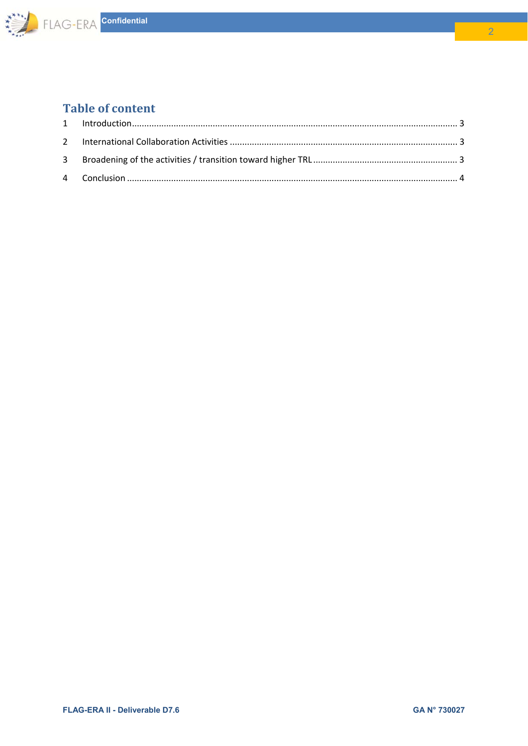# Table of content

1 Introduction .................................................................................................................................. 3

2 International Collaboration Activities ........................................................................................... 3

3 Broadening of the activities / transition toward higher TRL .......................................................... 3

4 Conclusion ..................................................................................................................................... 4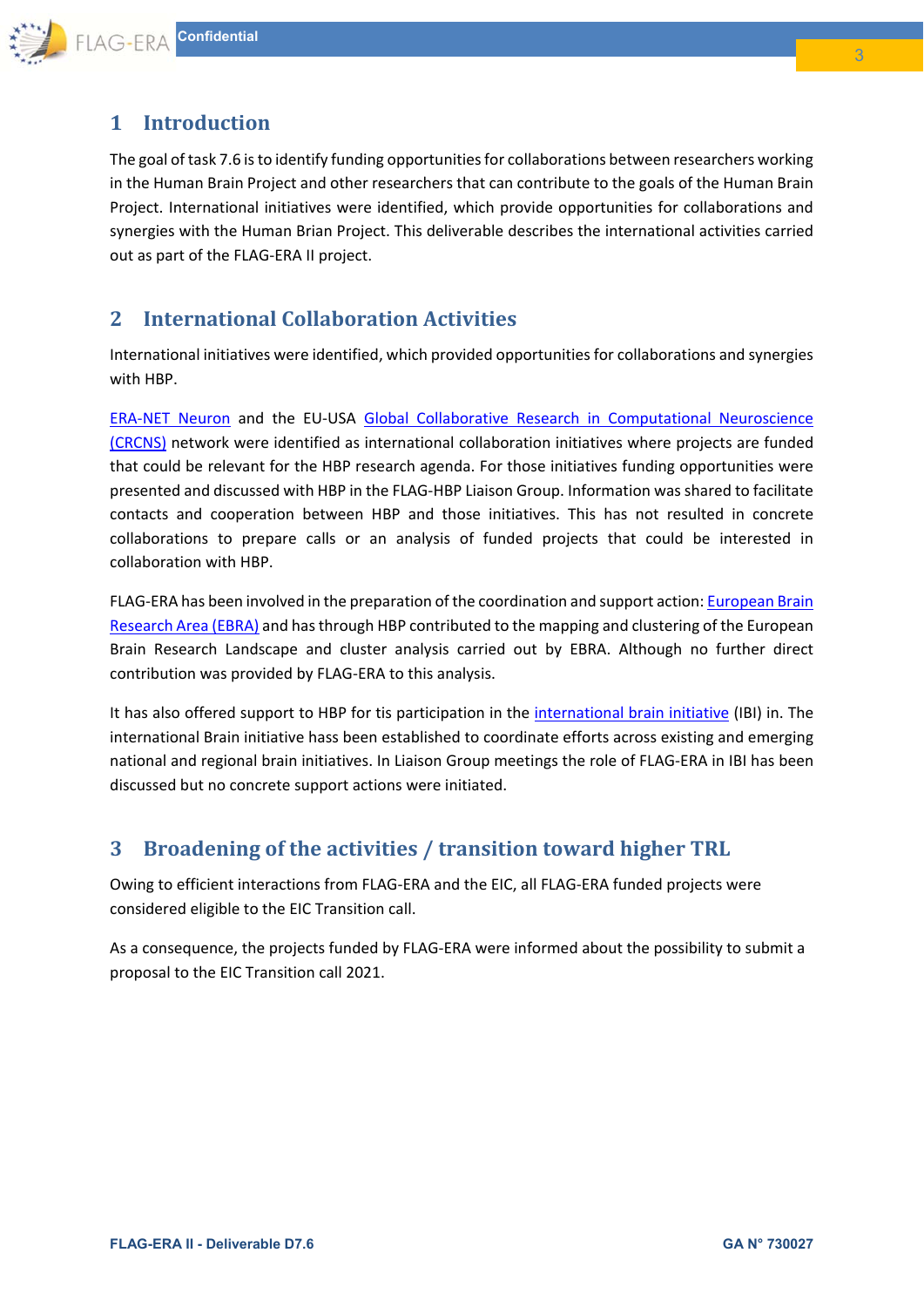# 1 Introduction

The goal of task 7.6 is to identify funding opportunities for collaborations between researchers working in the Human Brain Project and other researchers that can contribute to the goals of the Human Brain Project. International initiatives were identified, which provide opportunities for collaborations and synergies with the Human Brian Project. This deliverable describes the international activities carried out as part of the FLAG-ERA II project.

# 2 International Collaboration Activities

International initiatives were identified, which provided opportunities for collaborations and synergies with HBP.

ERA-NET Neuron and the EU-USA Global Collaborative Research in Computational Neuroscience (CRCNS) network were identified as international collaboration initiatives where projects are funded that could be relevant for the HBP research agenda. For those initiatives funding opportunities were presented and discussed with HBP in the FLAG-HBP Liaison Group. Information was shared to facilitate contacts and cooperation between HBP and those initiatives. This has not resulted in concrete collaborations to prepare calls or an analysis of funded projects that could be interested in collaboration with HBP.

FLAG-ERA has been involved in the preparation of the coordination and support action: European Brain Research Area (EBRA) and has through HBP contributed to the mapping and clustering of the European Brain Research Landscape and cluster analysis carried out by EBRA. Although no further direct contribution was provided by FLAG-ERA to this analysis.

It has also offered support to HBP for tis participation in the international brain initiative (IBI) in. The international Brain initiative hass been established to coordinate efforts across existing and emerging national and regional brain initiatives. In Liaison Group meetings the role of FLAG-ERA in IBI has been discussed but no concrete support actions were initiated.

# 3 Broadening of the activities / transition toward higher TRL

Owing to efficient interactions from FLAG-ERA and the EIC, all FLAG-ERA funded projects were considered eligible to the EIC Transition call.

As a consequence, the projects funded by FLAG-ERA were informed about the possibility to submit a proposal to the EIC Transition call 2021.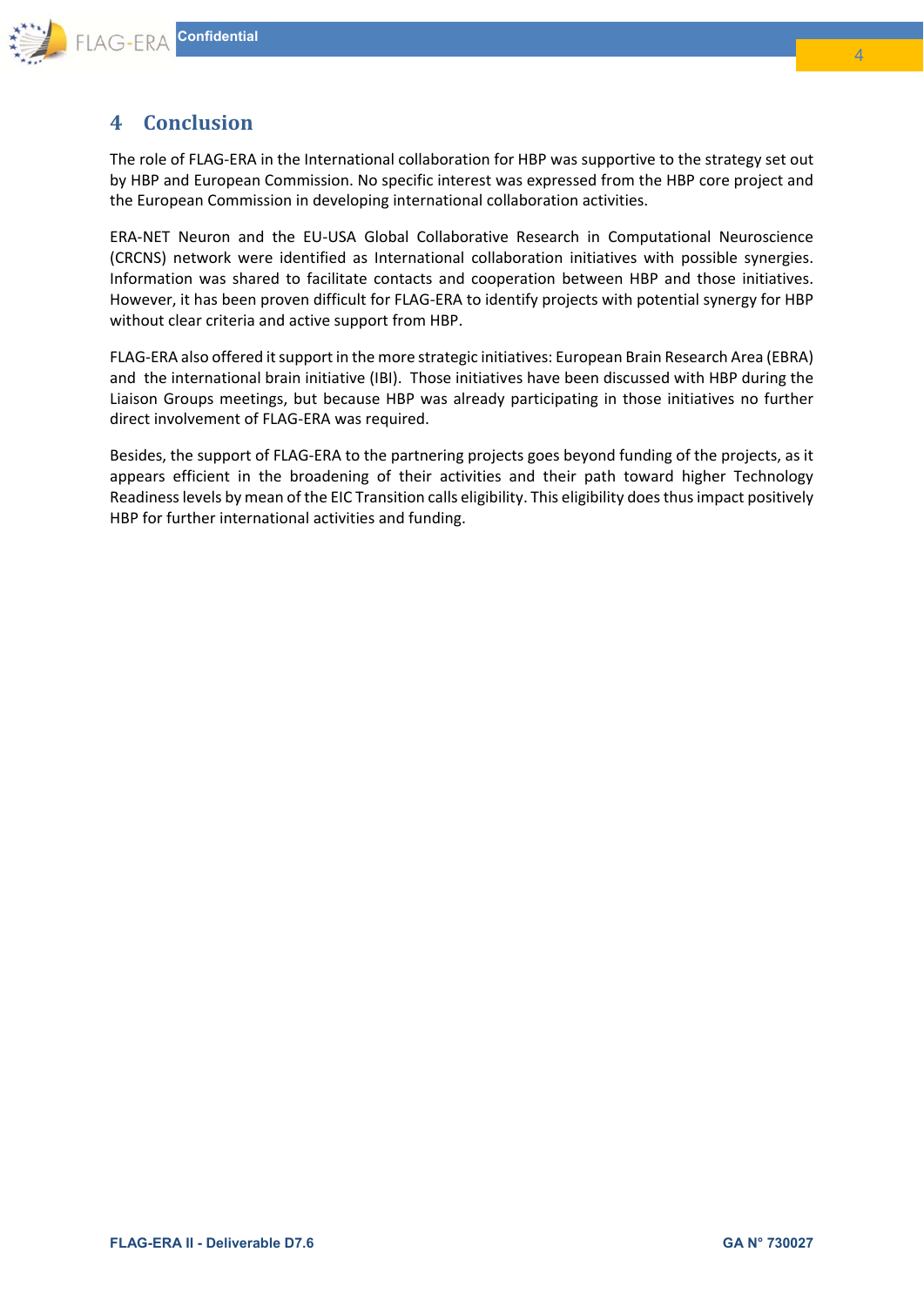# 4 Conclusion

The role of FLAG-ERA in the International collaboration for HBP was supportive to the strategy set out by HBP and European Commission. No specific interest was expressed from the HBP core project and the European Commission in developing international collaboration activities.

ERA-NET Neuron and the EU-USA Global Collaborative Research in Computational Neuroscience (CRCNS) network were identified as International collaboration initiatives with possible synergies. Information was shared to facilitate contacts and cooperation between HBP and those initiatives. However, it has been proven difficult for FLAG-ERA to identify projects with potential synergy for HBP without clear criteria and active support from HBP.

FLAG-ERA also offered it support in the more strategic initiatives: European Brain Research Area (EBRA) and the international brain initiative (IBI). Those initiatives have been discussed with HBP during the Liaison Groups meetings, but because HBP was already participating in those initiatives no further direct involvement of FLAG-ERA was required.

Besides, the support of FLAG-ERA to the partnering projects goes beyond funding of the projects, as it appears efficient in the broadening of their activities and their path toward higher Technology Readiness levels by mean of the EIC Transition calls eligibility. This eligibility does thus impact positively HBP for further international activities and funding.